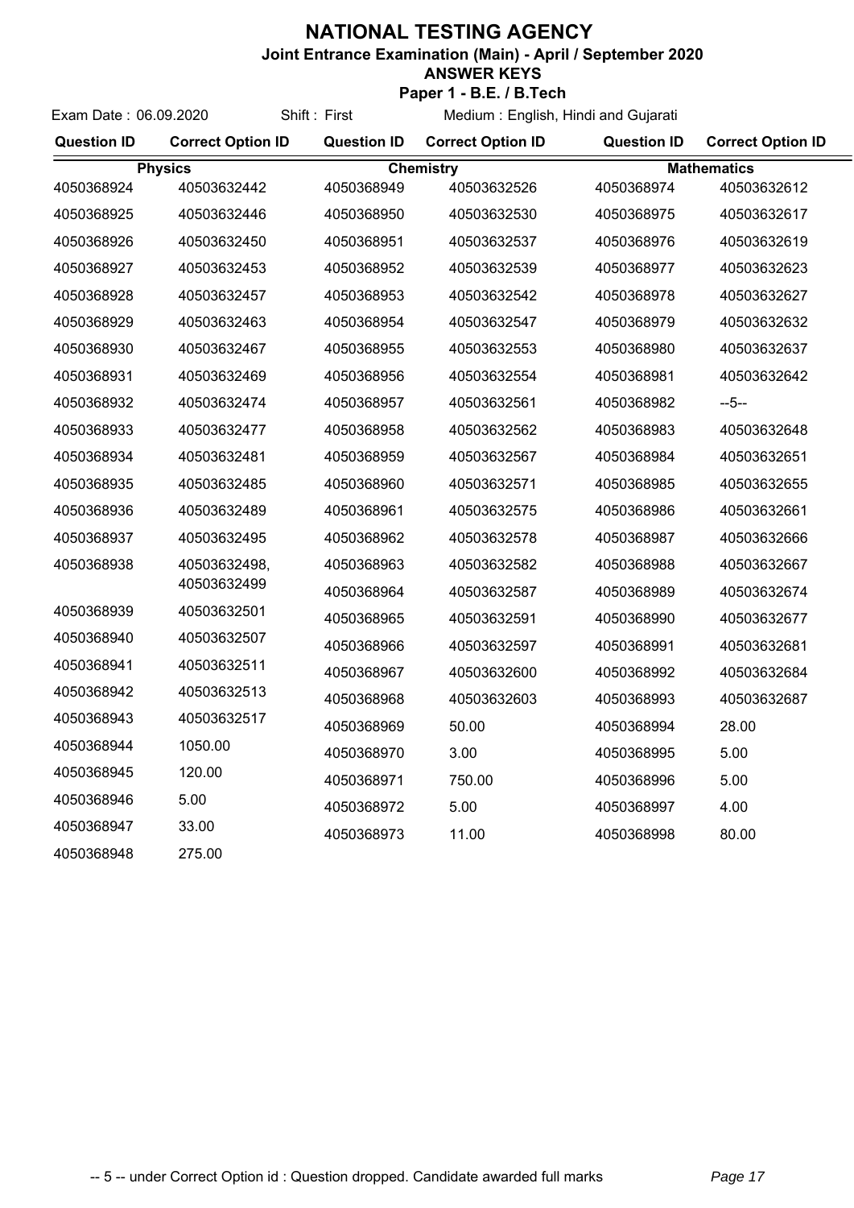# NATIONAL TESTING AGENCY

**Joint Entrance Examination (Main) - April / September 2020**

**ANSWER KEYS**

**Paper 1 - B.E. / B.Tech**

Exam Date : 06.09.2020 Shift : First Medium : English, Hindi and Gujarati

| Question ID | Correct Option ID | Question ID | Correct Option ID | Question ID | Correct Option ID |
|---|---|---|---|---|---|
| **Physics** | | **Chemistry** | | **Mathematics** | |
| 4050368924 | 40503632442 | 4050368949 | 40503632526 | 4050368974 | 40503632612 |
| 4050368925 | 40503632446 | 4050368950 | 40503632530 | 4050368975 | 40503632617 |
| 4050368926 | 40503632450 | 4050368951 | 40503632537 | 4050368976 | 40503632619 |
| 4050368927 | 40503632453 | 4050368952 | 40503632539 | 4050368977 | 40503632623 |
| 4050368928 | 40503632457 | 4050368953 | 40503632542 | 4050368978 | 40503632627 |
| 4050368929 | 40503632463 | 4050368954 | 40503632547 | 4050368979 | 40503632632 |
| 4050368930 | 40503632467 | 4050368955 | 40503632553 | 4050368980 | 40503632637 |
| 4050368931 | 40503632469 | 4050368956 | 40503632554 | 4050368981 | 40503632642 |
| 4050368932 | 40503632474 | 4050368957 | 40503632561 | 4050368982 | --5-- |
| 4050368933 | 40503632477 | 4050368958 | 40503632562 | 4050368983 | 40503632648 |
| 4050368934 | 40503632481 | 4050368959 | 40503632567 | 4050368984 | 40503632651 |
| 4050368935 | 40503632485 | 4050368960 | 40503632571 | 4050368985 | 40503632655 |
| 4050368936 | 40503632489 | 4050368961 | 40503632575 | 4050368986 | 40503632661 |
| 4050368937 | 40503632495 | 4050368962 | 40503632578 | 4050368987 | 40503632666 |
| 4050368938 | 40503632498, 40503632499 | 4050368963 | 40503632582 | 4050368988 | 40503632667 |
| 4050368939 | 40503632501 | 4050368964 | 40503632587 | 4050368989 | 40503632674 |
| 4050368940 | 40503632507 | 4050368965 | 40503632591 | 4050368990 | 40503632677 |
| 4050368941 | 40503632511 | 4050368966 | 40503632597 | 4050368991 | 40503632681 |
| 4050368942 | 40503632513 | 4050368967 | 40503632600 | 4050368992 | 40503632684 |
| 4050368943 | 40503632517 | 4050368968 | 40503632603 | 4050368993 | 40503632687 |
| 4050368944 | 1050.00 | 4050368969 | 50.00 | 4050368994 | 28.00 |
| 4050368945 | 120.00 | 4050368970 | 3.00 | 4050368995 | 5.00 |
| 4050368946 | 5.00 | 4050368971 | 750.00 | 4050368996 | 5.00 |
| 4050368947 | 33.00 | 4050368972 | 5.00 | 4050368997 | 4.00 |
| 4050368948 | 275.00 | 4050368973 | 11.00 | 4050368998 | 80.00 |

-- 5 -- under Correct Option id : Question dropped. Candidate awarded full marks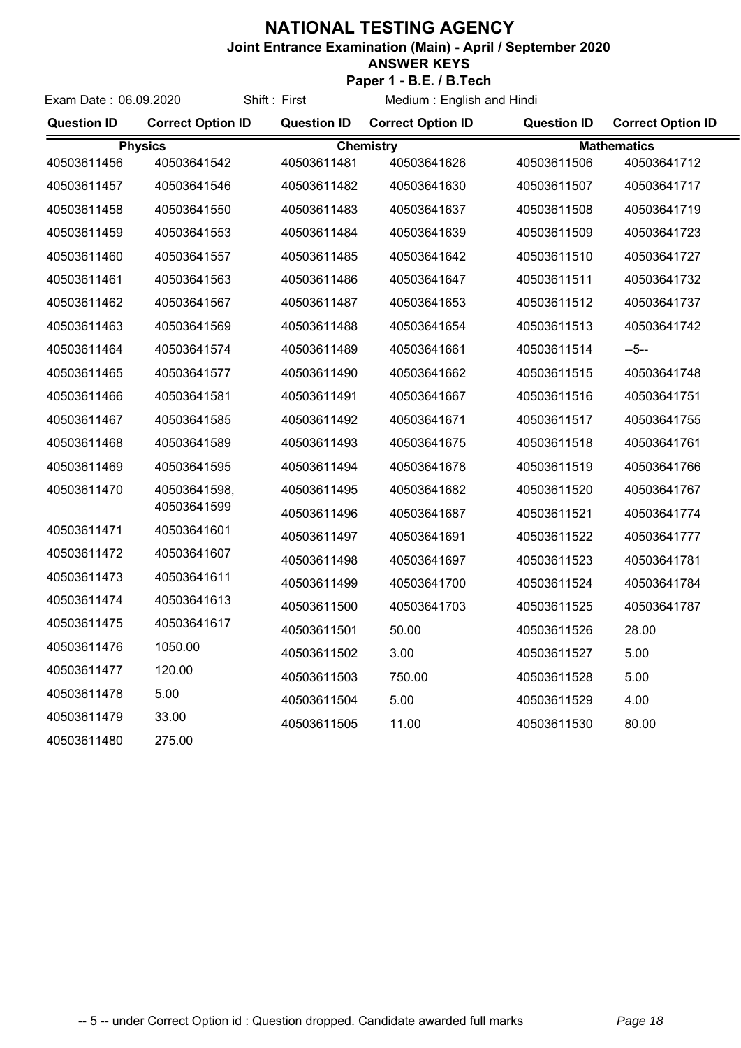# NATIONAL TESTING AGENCY

**Joint Entrance Examination (Main) - April / September 2020**

**ANSWER KEYS**

**Paper 1 - B.E. / B.Tech**

Exam Date : 06.09.2020 Shift : First Medium : English and Hindi

| Question ID | Correct Option ID | Question ID | Correct Option ID | Question ID | Correct Option ID |
|---|---|---|---|---|---|
| **Physics** | | **Chemistry** | | **Mathematics** | |
| 40503611456 | 40503641542 | 40503611481 | 40503641626 | 40503611506 | 40503641712 |
| 40503611457 | 40503641546 | 40503611482 | 40503641630 | 40503611507 | 40503641717 |
| 40503611458 | 40503641550 | 40503611483 | 40503641637 | 40503611508 | 40503641719 |
| 40503611459 | 40503641553 | 40503611484 | 40503641639 | 40503611509 | 40503641723 |
| 40503611460 | 40503641557 | 40503611485 | 40503641642 | 40503611510 | 40503641727 |
| 40503611461 | 40503641563 | 40503611486 | 40503641647 | 40503611511 | 40503641732 |
| 40503611462 | 40503641567 | 40503611487 | 40503641653 | 40503611512 | 40503641737 |
| 40503611463 | 40503641569 | 40503611488 | 40503641654 | 40503611513 | 40503641742 |
| 40503611464 | 40503641574 | 40503611489 | 40503641661 | 40503611514 | --5-- |
| 40503611465 | 40503641577 | 40503611490 | 40503641662 | 40503611515 | 40503641748 |
| 40503611466 | 40503641581 | 40503611491 | 40503641667 | 40503611516 | 40503641751 |
| 40503611467 | 40503641585 | 40503611492 | 40503641671 | 40503611517 | 40503641755 |
| 40503611468 | 40503641589 | 40503611493 | 40503641675 | 40503611518 | 40503641761 |
| 40503611469 | 40503641595 | 40503611494 | 40503641678 | 40503611519 | 40503641766 |
| 40503611470 | 40503641598, 40503641599 | 40503611495 | 40503641682 | 40503611520 | 40503641767 |
| 40503611471 | 40503641601 | 40503611496 | 40503641687 | 40503611521 | 40503641774 |
| 40503611472 | 40503641607 | 40503611497 | 40503641691 | 40503611522 | 40503641777 |
| 40503611473 | 40503641611 | 40503611498 | 40503641697 | 40503611523 | 40503641781 |
| 40503611474 | 40503641613 | 40503611499 | 40503641700 | 40503611524 | 40503641784 |
| 40503611475 | 40503641617 | 40503611500 | 40503641703 | 40503611525 | 40503641787 |
| 40503611476 | 1050.00 | 40503611501 | 50.00 | 40503611526 | 28.00 |
| 40503611477 | 120.00 | 40503611502 | 3.00 | 40503611527 | 5.00 |
| 40503611478 | 5.00 | 40503611503 | 750.00 | 40503611528 | 5.00 |
| 40503611479 | 33.00 | 40503611504 | 5.00 | 40503611529 | 4.00 |
| 40503611480 | 275.00 | 40503611505 | 11.00 | 40503611530 | 80.00 |

-- 5 -- under Correct Option id : Question dropped. Candidate awarded full marks